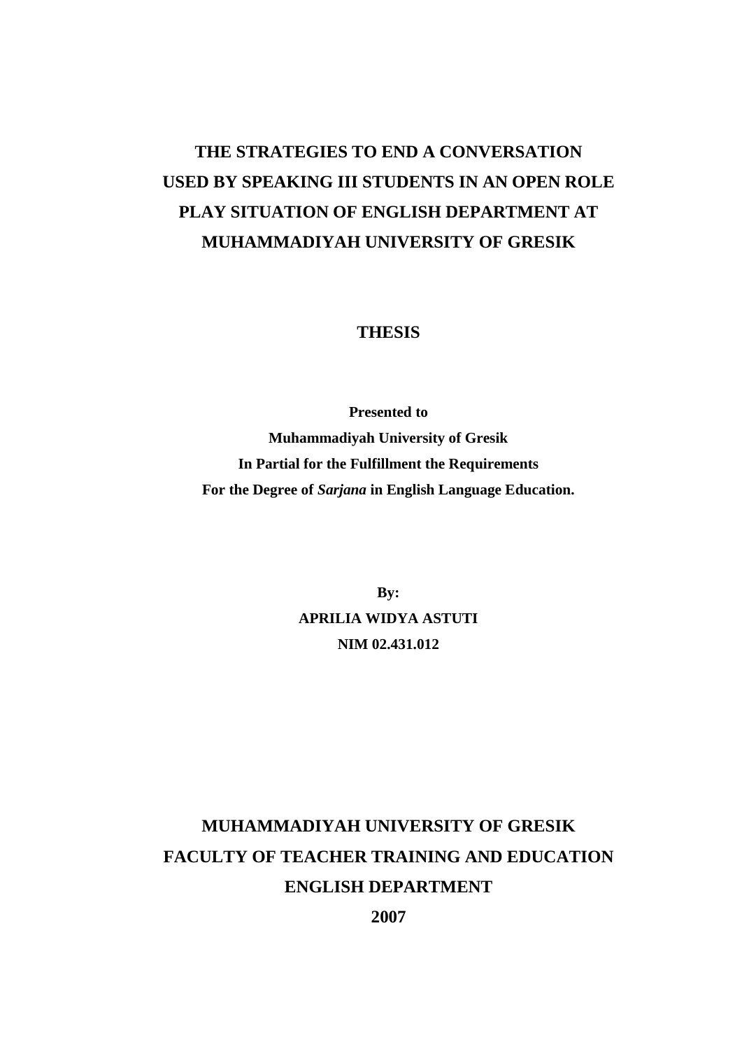# THE STRATEGIES TO END A CONVERSATION USED BY SPEAKING III STUDENTS IN AN OPEN ROLE PLAY SITUATION OF ENGLISH DEPARTMENT AT MUHAMMADIYAH UNIVERSITY OF GRESIK

## THESIS

**Presented to**
**Muhammadiyah University of Gresik**
**In Partial for the Fulfillment the Requirements**
**For the Degree of *Sarjana* in English Language Education.**

**By:**
**APRILIA WIDYA ASTUTI**
**NIM 02.431.012**

**MUHAMMADIYAH UNIVERSITY OF GRESIK**
**FACULTY OF TEACHER TRAINING AND EDUCATION**
**ENGLISH DEPARTMENT**
**2007**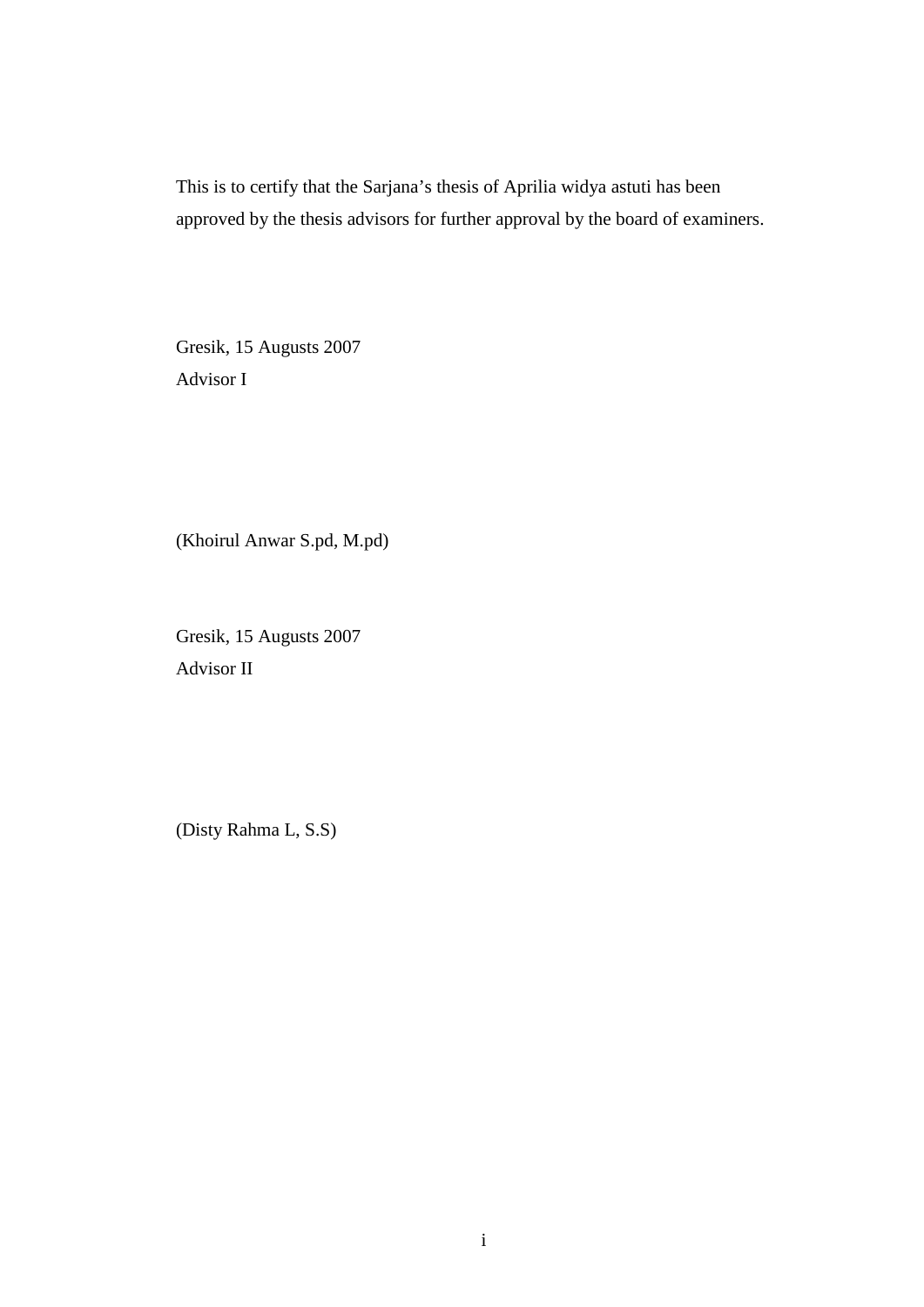This is to certify that the Sarjana's thesis of Aprilia widya astuti has been approved by the thesis advisors for further approval by the board of examiners.

Gresik, 15 Augusts 2007

Advisor I

(Khoirul Anwar S.pd, M.pd)

Gresik, 15 Augusts 2007

Advisor II

(Disty Rahma L, S.S)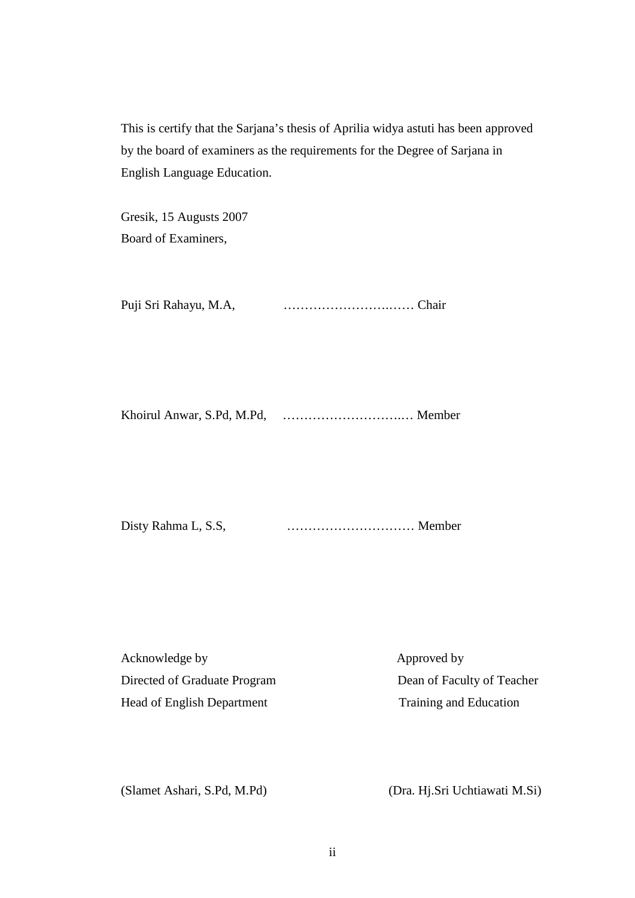This is certify that the Sarjana's thesis of Aprilia widya astuti has been approved by the board of examiners as the requirements for the Degree of Sarjana in English Language Education.

Gresik, 15 Augusts 2007
Board of Examiners,

Puji Sri Rahayu, M.A, ………………………..…… Chair

Khoirul Anwar, S.Pd, M.Pd, ………………………..… Member

Disty Rahma L, S.S, ………………………… Member

Acknowledge by
Directed of Graduate Program
Head of English Department

(Slamet Ashari, S.Pd, M.Pd)

Approved by
Dean of Faculty of Teacher
Training and Education

(Dra. Hj.Sri Uchtiawati M.Si)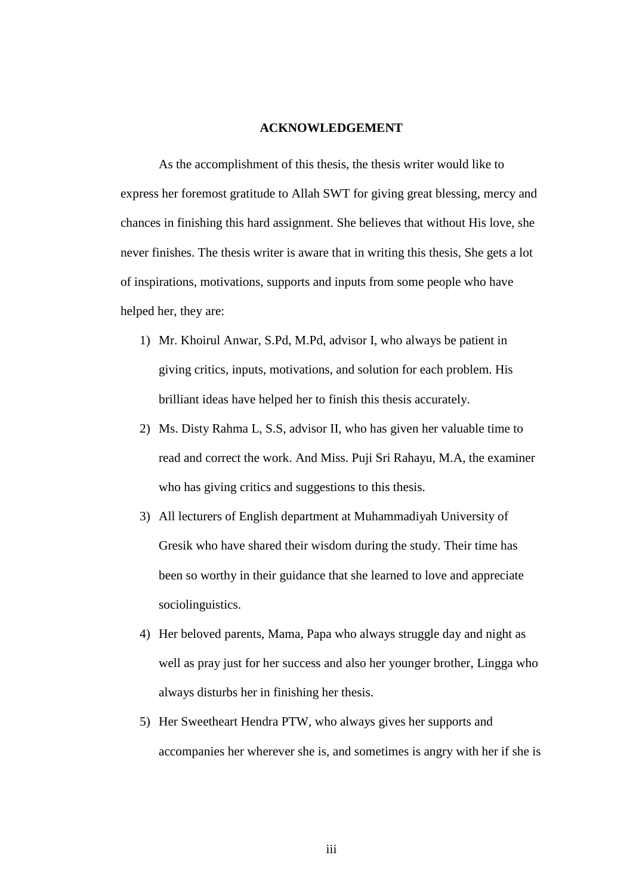## ACKNOWLEDGEMENT

As the accomplishment of this thesis, the thesis writer would like to express her foremost gratitude to Allah SWT for giving great blessing, mercy and chances in finishing this hard assignment. She believes that without His love, she never finishes. The thesis writer is aware that in writing this thesis, She gets a lot of inspirations, motivations, supports and inputs from some people who have helped her, they are:

1) Mr. Khoirul Anwar, S.Pd, M.Pd, advisor I, who always be patient in giving critics, inputs, motivations, and solution for each problem. His brilliant ideas have helped her to finish this thesis accurately.
2) Ms. Disty Rahma L, S.S, advisor II, who has given her valuable time to read and correct the work. And Miss. Puji Sri Rahayu, M.A, the examiner who has giving critics and suggestions to this thesis.
3) All lecturers of English department at Muhammadiyah University of Gresik who have shared their wisdom during the study. Their time has been so worthy in their guidance that she learned to love and appreciate sociolinguistics.
4) Her beloved parents, Mama, Papa who always struggle day and night as well as pray just for her success and also her younger brother, Lingga who always disturbs her in finishing her thesis.
5) Her Sweetheart Hendra PTW, who always gives her supports and accompanies her wherever she is, and sometimes is angry with her if she is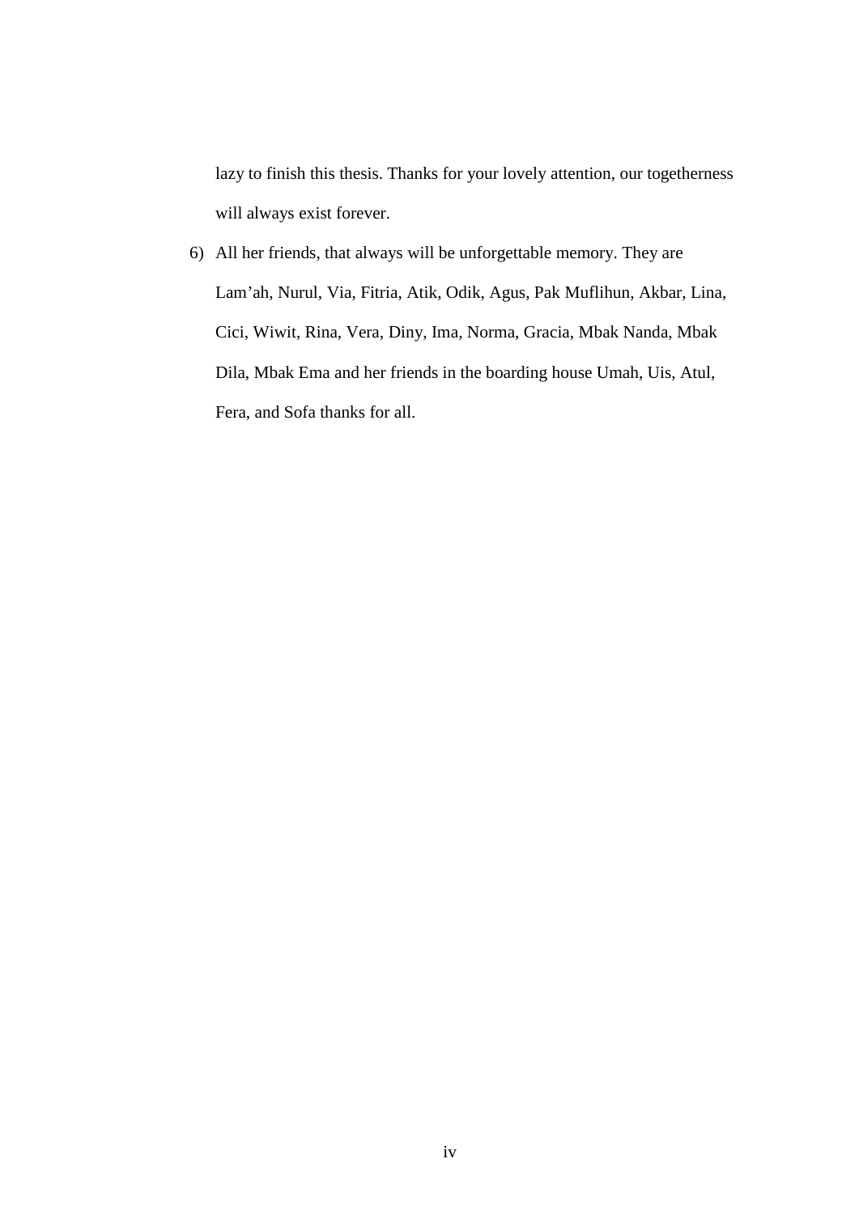lazy to finish this thesis. Thanks for your lovely attention, our togetherness will always exist forever.

6) All her friends, that always will be unforgettable memory. They are Lam'ah, Nurul, Via, Fitria, Atik, Odik, Agus, Pak Muflihun, Akbar, Lina, Cici, Wiwit, Rina, Vera, Diny, Ima, Norma, Gracia, Mbak Nanda, Mbak Dila, Mbak Ema and her friends in the boarding house Umah, Uis, Atul, Fera, and Sofa thanks for all.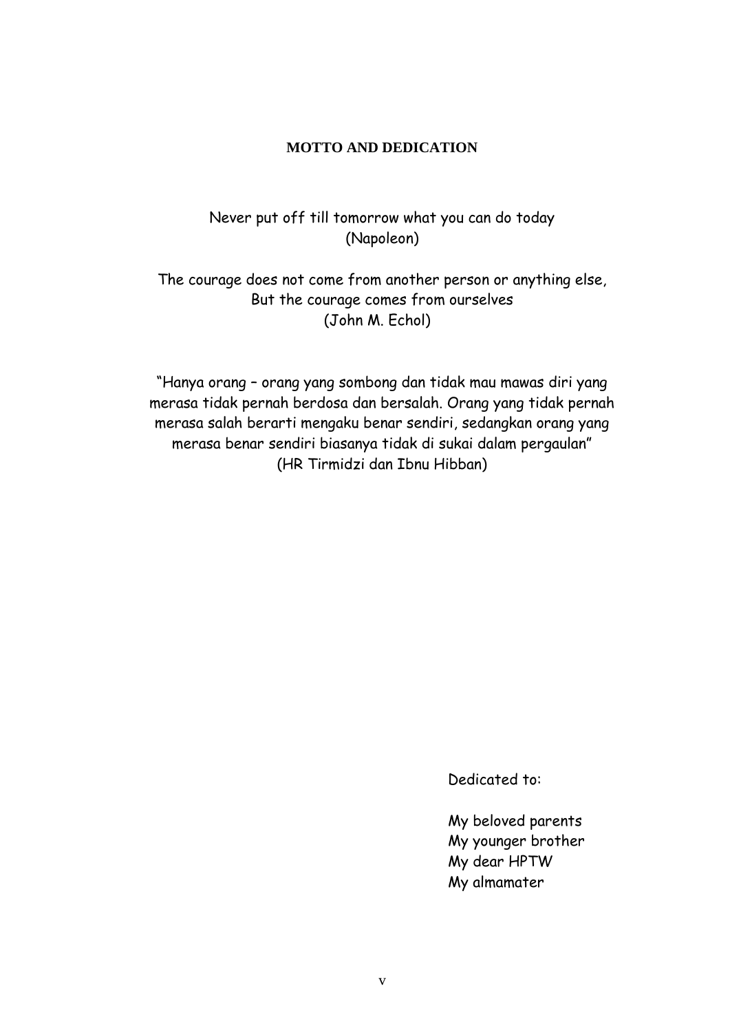# MOTTO AND DEDICATION

Never put off till tomorrow what you can do today
(Napoleon)

The courage does not come from another person or anything else,
But the courage comes from ourselves
(John M. Echol)

"Hanya orang – orang yang sombong dan tidak mau mawas diri yang merasa tidak pernah berdosa dan bersalah. Orang yang tidak pernah merasa salah berarti mengaku benar sendiri, sedangkan orang yang merasa benar sendiri biasanya tidak di sukai dalam pergaulan"
(HR Tirmidzi dan Ibnu Hibban)

Dedicated to:

My beloved parents
My younger brother
My dear HPTW
My almamater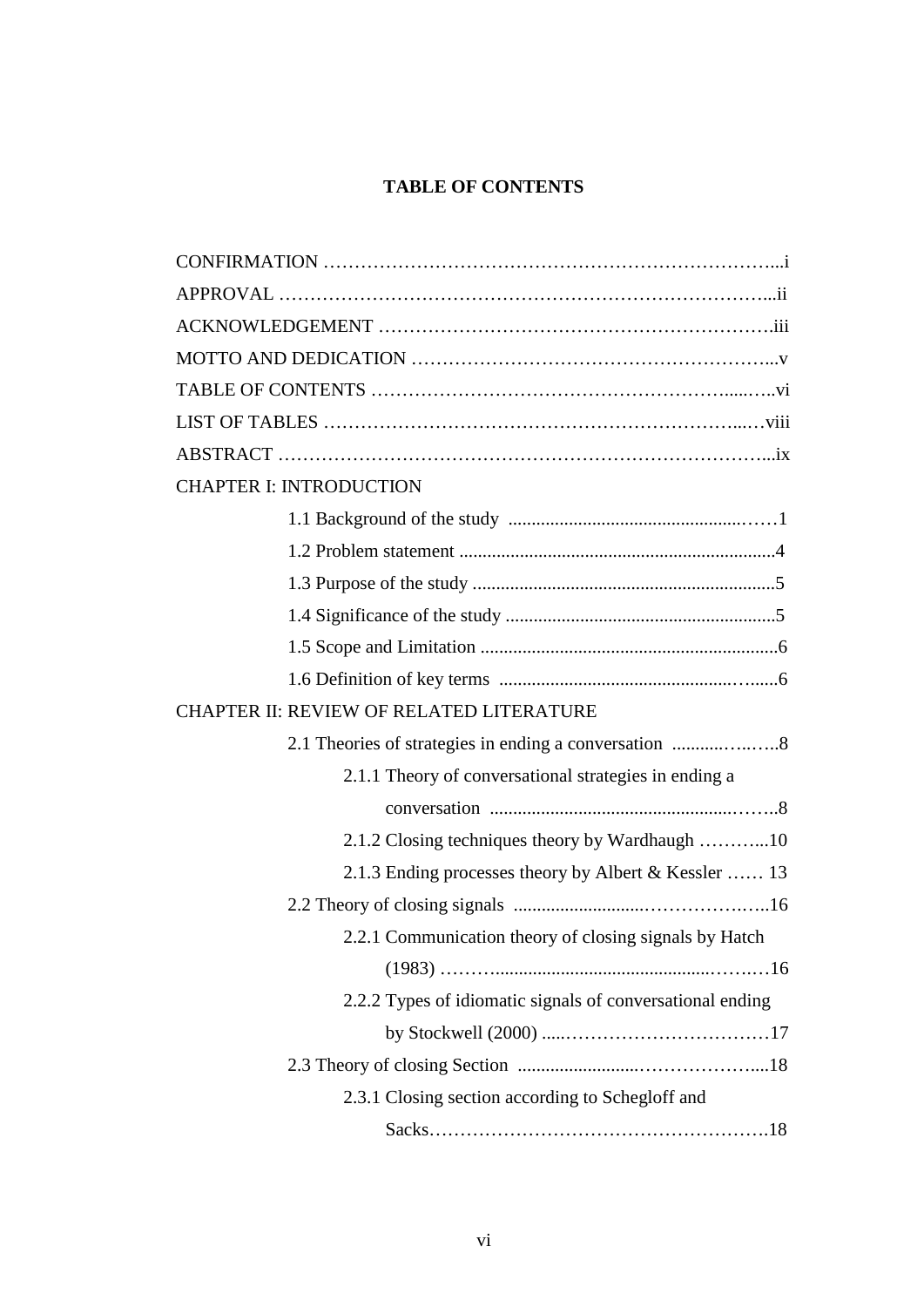**TABLE OF CONTENTS**

CONFIRMATION ……………………………………………………………...i

APPROVAL …………………………………………………………………...ii

ACKNOWLEDGEMENT ……………………………………………………….iii

MOTTO AND DEDICATION …………………………………………………...v

TABLE OF CONTENTS …………………………………………………......…..vi

LIST OF TABLES ……………………………………………………….....…viii

ABSTRACT ……………………………………………………………………...ix

CHAPTER I: INTRODUCTION

- 1.1 Background of the study .......................................................……1
- 1.2 Problem statement .....................................................................4
- 1.3 Purpose of the study ..................................................................5
- 1.4 Significance of the study ............................................................5
- 1.5 Scope and Limitation ..................................................................6
- 1.6 Definition of key terms ................................................…......6

CHAPTER II: REVIEW OF RELATED LITERATURE

- 2.1 Theories of strategies in ending a conversation ...........…..…..8
  - 2.1.1 Theory of conversational strategies in ending a conversation .....................................................……..8
  - 2.1.2 Closing techniques theory by Wardhaugh ………....10
  - 2.1.3 Ending processes theory by Albert & Kessler …… 13
- 2.2 Theory of closing signals ............................………………..…..16
  - 2.2.1 Communication theory of closing signals by Hatch (1983) ……….............................................………16
  - 2.2.2 Types of idiomatic signals of conversational ending by Stockwell (2000) .....……………………………17
- 2.3 Theory of closing Section ..........................………………....18
  - 2.3.1 Closing section according to Schegloff and Sacks……………………………………………….18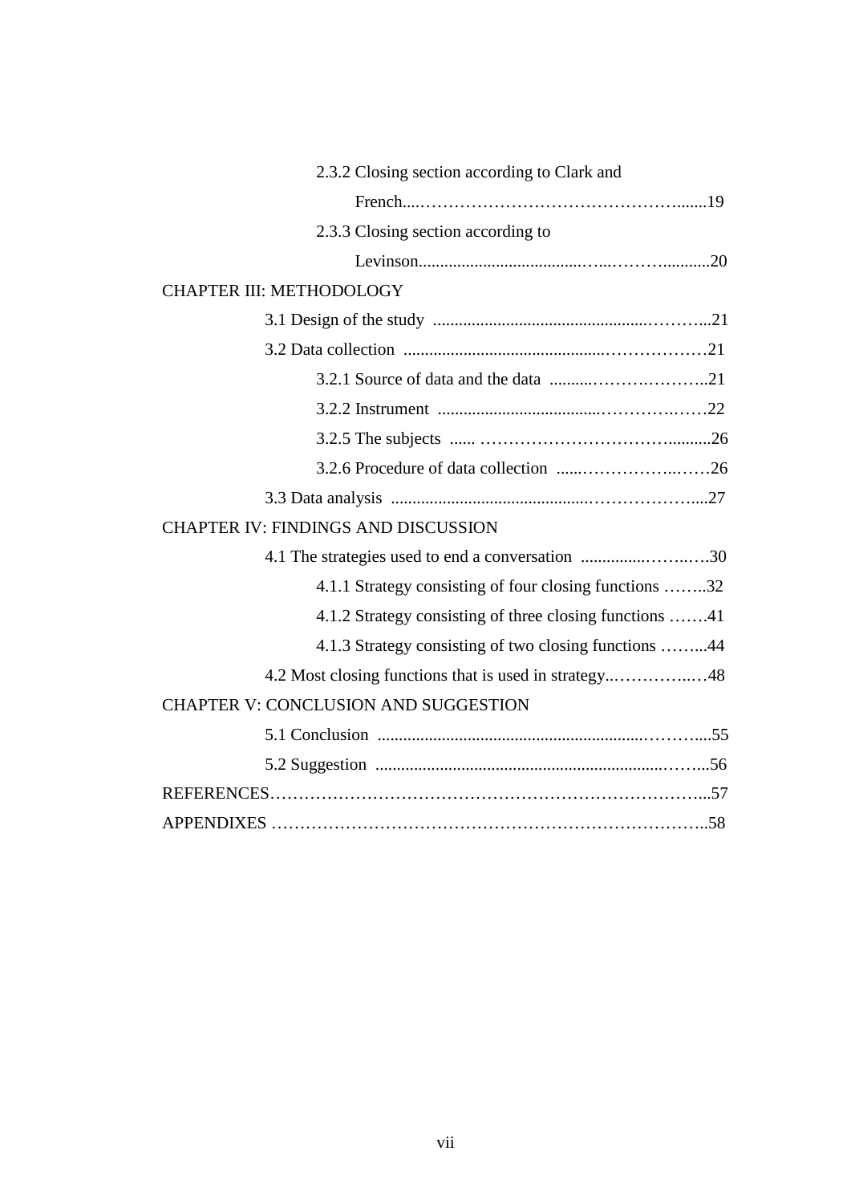2.3.2 Closing section according to Clark and French....……………………………………………......19

2.3.3 Closing section according to Levinson.....................................…...………...........20

CHAPTER III: METHODOLOGY

3.1 Design of the study .................................................………...21

3.2 Data collection ..............................................………………21

3.2.1 Source of data and the data ..........………….………..21

3.2.2 Instrument .....................................…………….……22

3.2.5 The subjects ...... ……………………………….........26

3.2.6 Procedure of data collection ......……………..……26

3.3 Data analysis .............................................………………....27

CHAPTER IV: FINDINGS AND DISCUSSION

4.1 The strategies used to end a conversation ...............……..….30

4.1.1 Strategy consisting of four closing functions ……..32

4.1.2 Strategy consisting of three closing functions …….41

4.1.3 Strategy consisting of two closing functions ……...44

4.2 Most closing functions that is used in strategy..…………..…48

CHAPTER V: CONCLUSION AND SUGGESTION

5.1 Conclusion .............................................................………....55

5.2 Suggestion .................................................................……...56

REFERENCES…………………………………………………………………...57

APPENDIXES ……………………………………………………….…………..58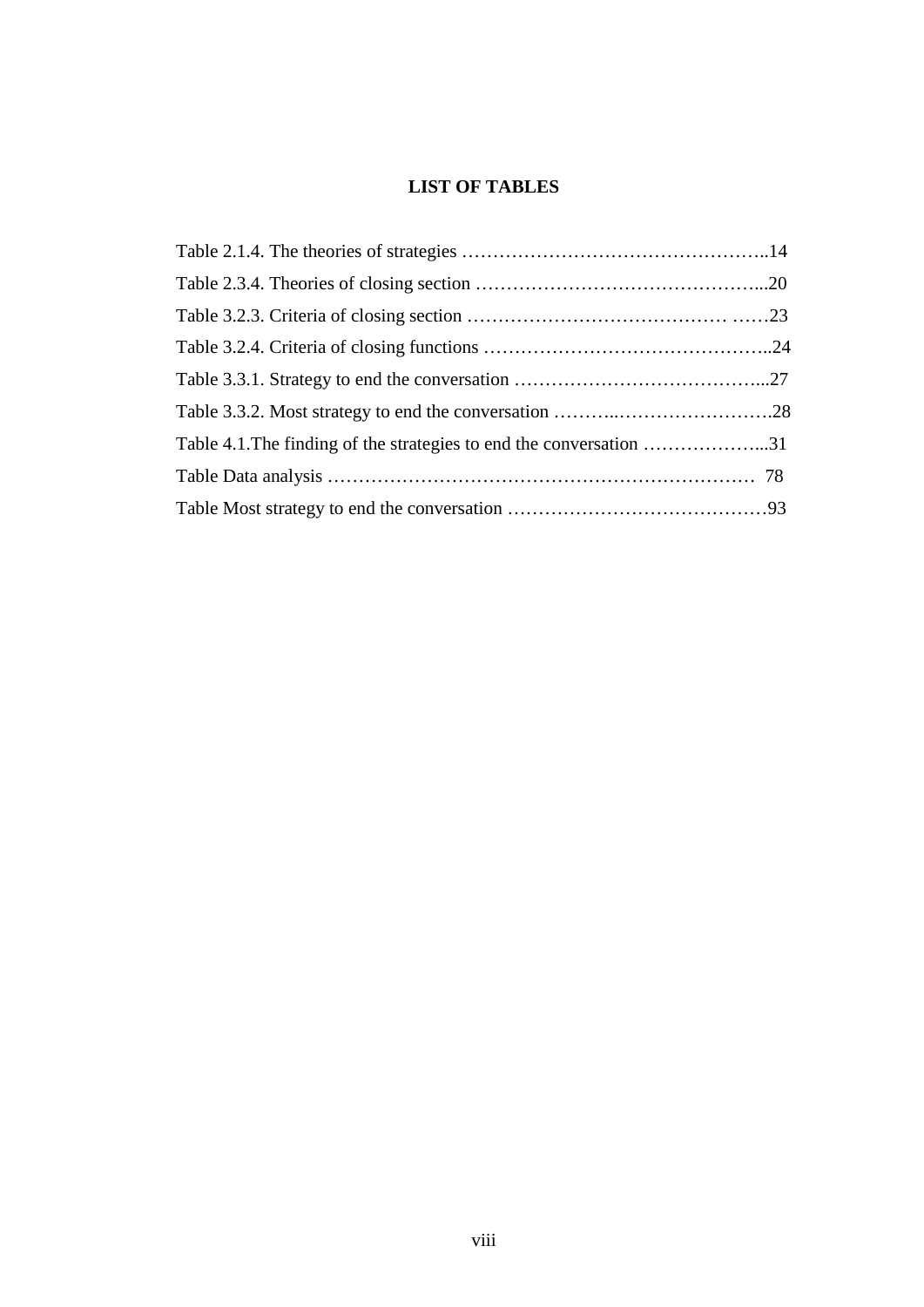**LIST OF TABLES**

Table 2.1.4. The theories of strategies …………………………………………..14

Table 2.3.4. Theories of closing section ………………………………………...20

Table 3.2.3. Criteria of closing section …………………………………… ……23

Table 3.2.4. Criteria of closing functions ………………………………………..24

Table 3.3.1. Strategy to end the conversation …………………………………...27

Table 3.3.2. Most strategy to end the conversation ………..…………………….28

Table 4.1.The finding of the strategies to end the conversation ………………...31

Table Data analysis …………………………………………………………… 78

Table Most strategy to end the conversation ……………………………………93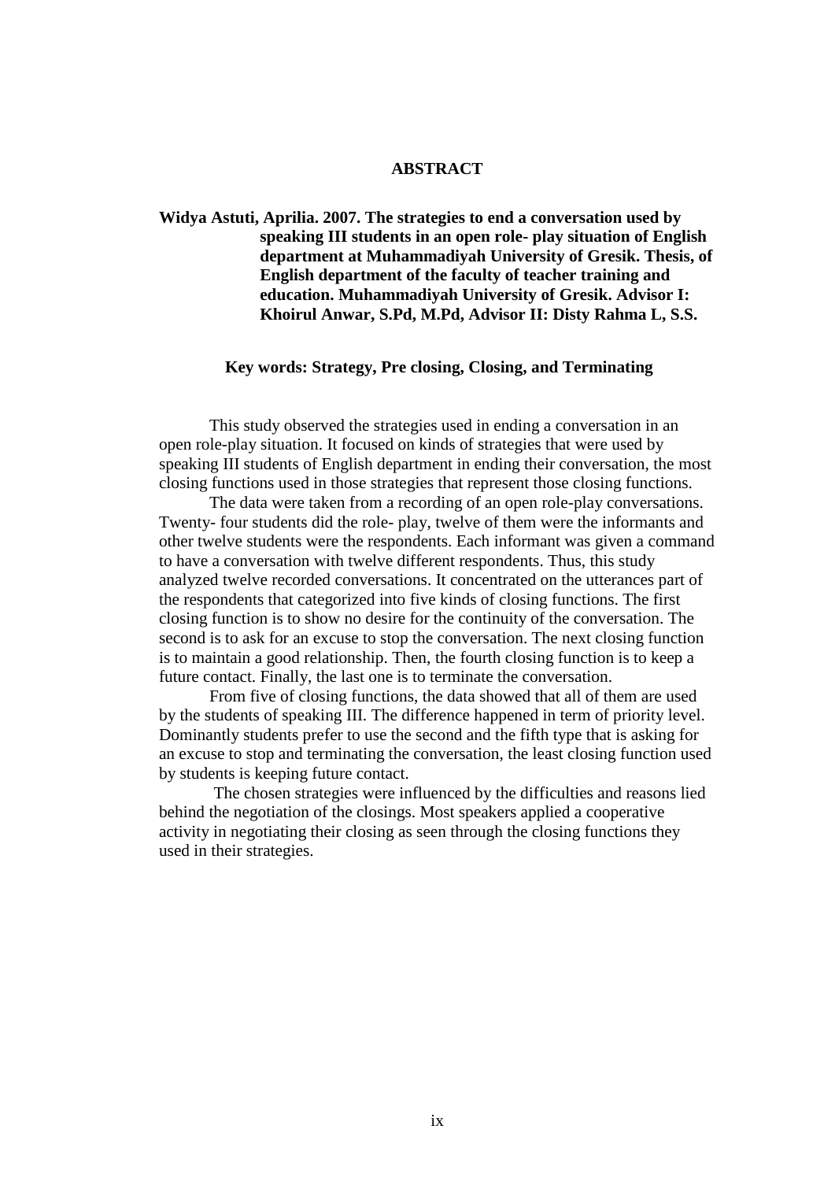# ABSTRACT

**Widya Astuti, Aprilia. 2007. The strategies to end a conversation used by speaking III students in an open role- play situation of English department at Muhammadiyah University of Gresik. Thesis, of English department of the faculty of teacher training and education. Muhammadiyah University of Gresik. Advisor I: Khoirul Anwar, S.Pd, M.Pd, Advisor II: Disty Rahma L, S.S.**

**Key words: Strategy, Pre closing, Closing, and Terminating**

This study observed the strategies used in ending a conversation in an open role-play situation. It focused on kinds of strategies that were used by speaking III students of English department in ending their conversation, the most closing functions used in those strategies that represent those closing functions.

The data were taken from a recording of an open role-play conversations. Twenty- four students did the role- play, twelve of them were the informants and other twelve students were the respondents. Each informant was given a command to have a conversation with twelve different respondents. Thus, this study analyzed twelve recorded conversations. It concentrated on the utterances part of the respondents that categorized into five kinds of closing functions. The first closing function is to show no desire for the continuity of the conversation. The second is to ask for an excuse to stop the conversation. The next closing function is to maintain a good relationship. Then, the fourth closing function is to keep a future contact. Finally, the last one is to terminate the conversation.

From five of closing functions, the data showed that all of them are used by the students of speaking III. The difference happened in term of priority level. Dominantly students prefer to use the second and the fifth type that is asking for an excuse to stop and terminating the conversation, the least closing function used by students is keeping future contact.

The chosen strategies were influenced by the difficulties and reasons lied behind the negotiation of the closings. Most speakers applied a cooperative activity in negotiating their closing as seen through the closing functions they used in their strategies.